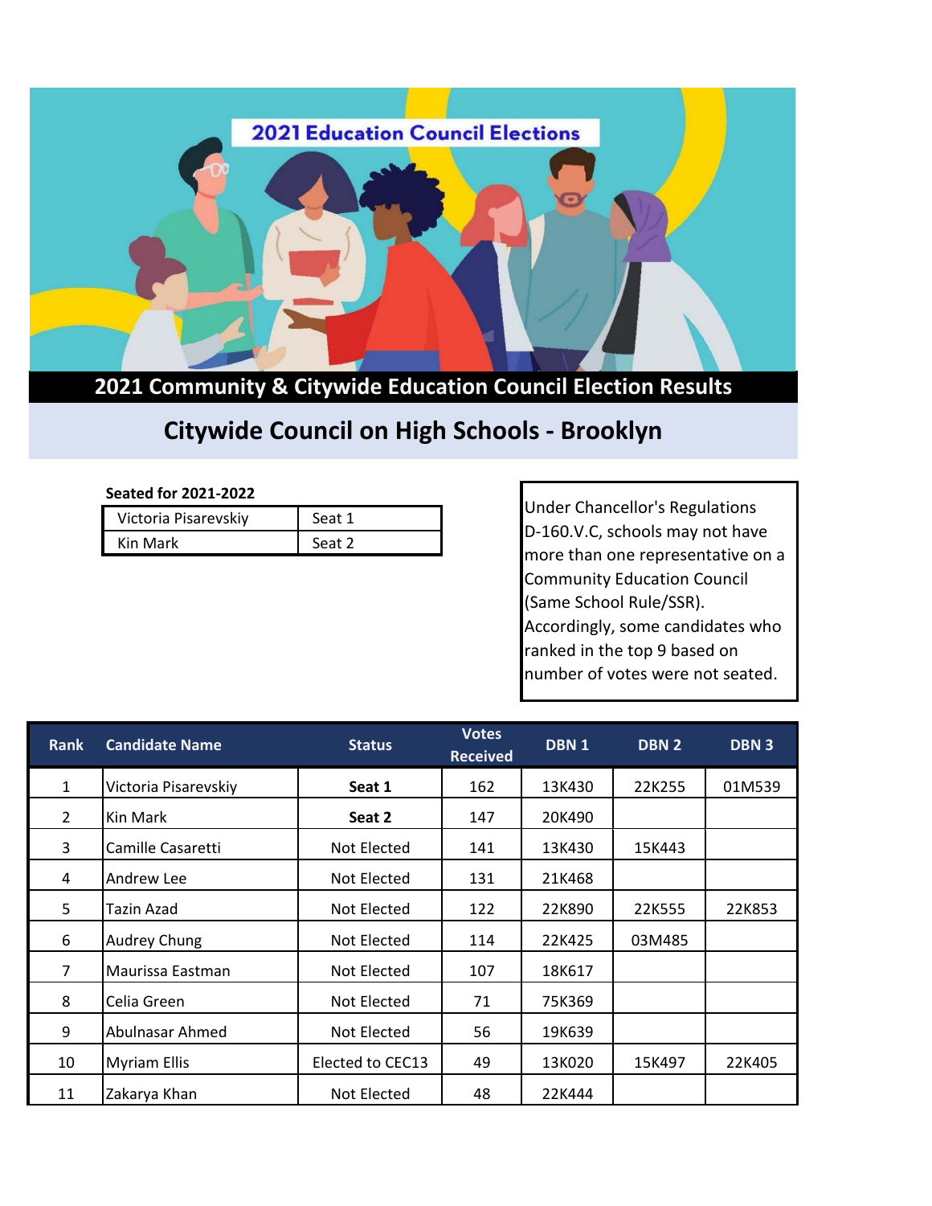# 2021 Education Council Elections

## 2021 Community & Citywide Education Council Election Results

## Citywide Council on High Schools - Brooklyn

**Seated for 2021-2022**

| | |
|---|---|
| Victoria Pisarevskiy | Seat 1 |
| Kin Mark | Seat 2 |

Under Chancellor's Regulations D-160.V.C, schools may not have more than one representative on a Community Education Council (Same School Rule/SSR). Accordingly, some candidates who ranked in the top 9 based on number of votes were not seated.

| Rank | Candidate Name | Status | Votes Received | DBN 1 | DBN 2 | DBN 3 |
|---|---|---|---|---|---|---|
| 1 | Victoria Pisarevskiy | **Seat 1** | 162 | 13K430 | 22K255 | 01M539 |
| 2 | Kin Mark | **Seat 2** | 147 | 20K490 | | |
| 3 | Camille Casaretti | Not Elected | 141 | 13K430 | 15K443 | |
| 4 | Andrew Lee | Not Elected | 131 | 21K468 | | |
| 5 | Tazin Azad | Not Elected | 122 | 22K890 | 22K555 | 22K853 |
| 6 | Audrey Chung | Not Elected | 114 | 22K425 | 03M485 | |
| 7 | Maurissa Eastman | Not Elected | 107 | 18K617 | | |
| 8 | Celia Green | Not Elected | 71 | 75K369 | | |
| 9 | Abulnasar Ahmed | Not Elected | 56 | 19K639 | | |
| 10 | Myriam Ellis | Elected to CEC13 | 49 | 13K020 | 15K497 | 22K405 |
| 11 | Zakarya Khan | Not Elected | 48 | 22K444 | | |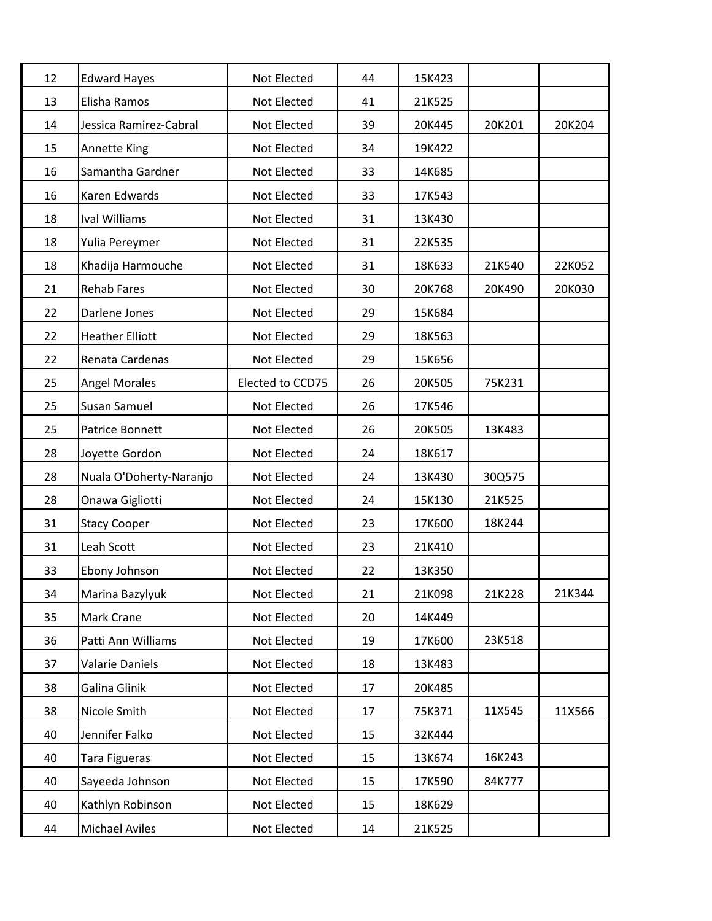| | | | | | | |
|---|---|---|---|---|---|---|
| 12 | Edward Hayes | Not Elected | 44 | 15K423 | | |
| 13 | Elisha Ramos | Not Elected | 41 | 21K525 | | |
| 14 | Jessica Ramirez-Cabral | Not Elected | 39 | 20K445 | 20K201 | 20K204 |
| 15 | Annette King | Not Elected | 34 | 19K422 | | |
| 16 | Samantha Gardner | Not Elected | 33 | 14K685 | | |
| 16 | Karen Edwards | Not Elected | 33 | 17K543 | | |
| 18 | Ival Williams | Not Elected | 31 | 13K430 | | |
| 18 | Yulia Pereymer | Not Elected | 31 | 22K535 | | |
| 18 | Khadija Harmouche | Not Elected | 31 | 18K633 | 21K540 | 22K052 |
| 21 | Rehab Fares | Not Elected | 30 | 20K768 | 20K490 | 20K030 |
| 22 | Darlene Jones | Not Elected | 29 | 15K684 | | |
| 22 | Heather Elliott | Not Elected | 29 | 18K563 | | |
| 22 | Renata Cardenas | Not Elected | 29 | 15K656 | | |
| 25 | Angel Morales | Elected to CCD75 | 26 | 20K505 | 75K231 | |
| 25 | Susan Samuel | Not Elected | 26 | 17K546 | | |
| 25 | Patrice Bonnett | Not Elected | 26 | 20K505 | 13K483 | |
| 28 | Joyette Gordon | Not Elected | 24 | 18K617 | | |
| 28 | Nuala O'Doherty-Naranjo | Not Elected | 24 | 13K430 | 30Q575 | |
| 28 | Onawa Gigliotti | Not Elected | 24 | 15K130 | 21K525 | |
| 31 | Stacy Cooper | Not Elected | 23 | 17K600 | 18K244 | |
| 31 | Leah Scott | Not Elected | 23 | 21K410 | | |
| 33 | Ebony Johnson | Not Elected | 22 | 13K350 | | |
| 34 | Marina Bazylyuk | Not Elected | 21 | 21K098 | 21K228 | 21K344 |
| 35 | Mark Crane | Not Elected | 20 | 14K449 | | |
| 36 | Patti Ann Williams | Not Elected | 19 | 17K600 | 23K518 | |
| 37 | Valarie Daniels | Not Elected | 18 | 13K483 | | |
| 38 | Galina Glinik | Not Elected | 17 | 20K485 | | |
| 38 | Nicole Smith | Not Elected | 17 | 75K371 | 11X545 | 11X566 |
| 40 | Jennifer Falko | Not Elected | 15 | 32K444 | | |
| 40 | Tara Figueras | Not Elected | 15 | 13K674 | 16K243 | |
| 40 | Sayeeda Johnson | Not Elected | 15 | 17K590 | 84K777 | |
| 40 | Kathlyn Robinson | Not Elected | 15 | 18K629 | | |
| 44 | Michael Aviles | Not Elected | 14 | 21K525 | | |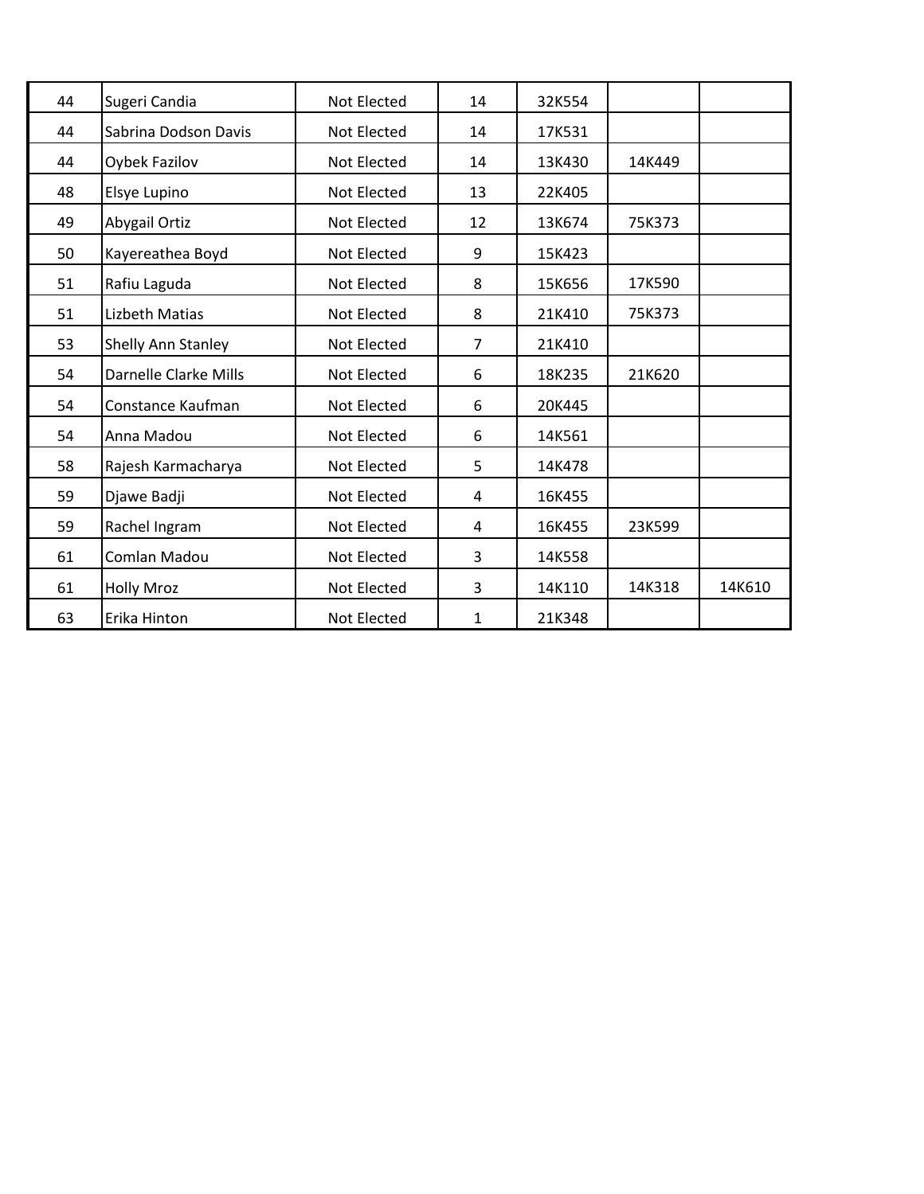| | | | | | | |
|---|---|---|---|---|---|---|
| 44 | Sugeri Candia | Not Elected | 14 | 32K554 | | |
| 44 | Sabrina Dodson Davis | Not Elected | 14 | 17K531 | | |
| 44 | Oybek Fazilov | Not Elected | 14 | 13K430 | 14K449 | |
| 48 | Elsye Lupino | Not Elected | 13 | 22K405 | | |
| 49 | Abygail Ortiz | Not Elected | 12 | 13K674 | 75K373 | |
| 50 | Kayereathea Boyd | Not Elected | 9 | 15K423 | | |
| 51 | Rafiu Laguda | Not Elected | 8 | 15K656 | 17K590 | |
| 51 | Lizbeth Matias | Not Elected | 8 | 21K410 | 75K373 | |
| 53 | Shelly Ann Stanley | Not Elected | 7 | 21K410 | | |
| 54 | Darnelle Clarke Mills | Not Elected | 6 | 18K235 | 21K620 | |
| 54 | Constance Kaufman | Not Elected | 6 | 20K445 | | |
| 54 | Anna Madou | Not Elected | 6 | 14K561 | | |
| 58 | Rajesh Karmacharya | Not Elected | 5 | 14K478 | | |
| 59 | Djawe Badji | Not Elected | 4 | 16K455 | | |
| 59 | Rachel Ingram | Not Elected | 4 | 16K455 | 23K599 | |
| 61 | Comlan Madou | Not Elected | 3 | 14K558 | | |
| 61 | Holly Mroz | Not Elected | 3 | 14K110 | 14K318 | 14K610 |
| 63 | Erika Hinton | Not Elected | 1 | 21K348 | | |